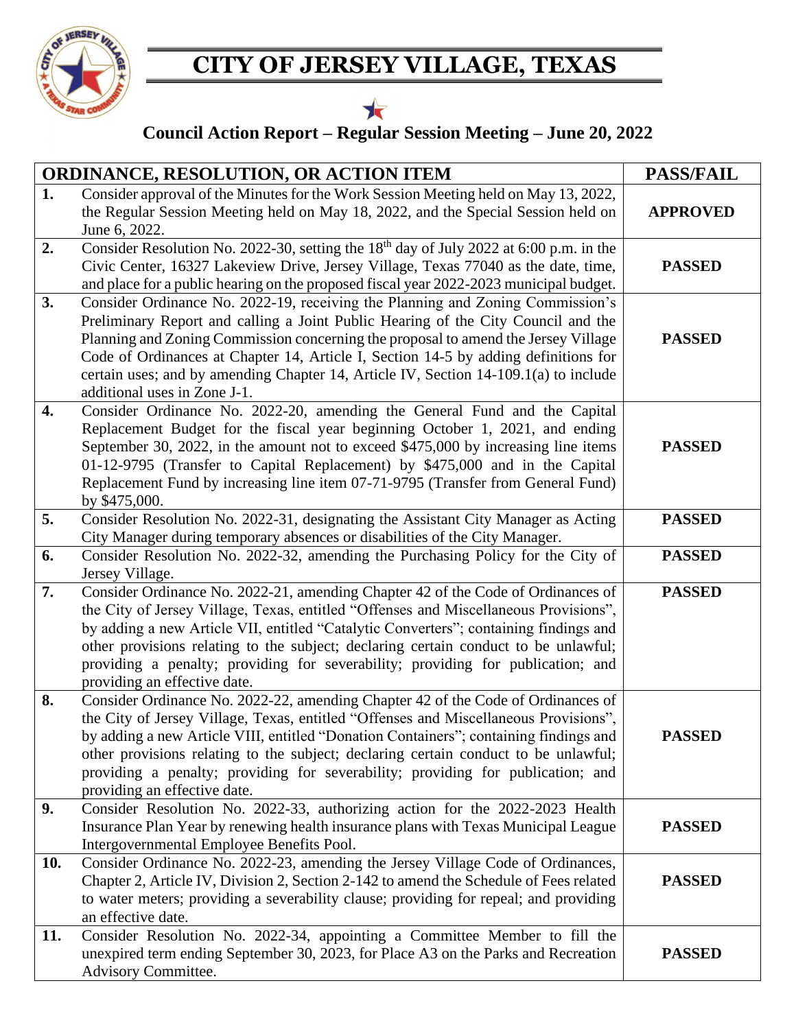# CITY OF JERSEY VILLAGE, TEXAS

## Council Action Report – Regular Session Meeting – June 20, 2022

| | ORDINANCE, RESOLUTION, OR ACTION ITEM | PASS/FAIL |
|---|---|---|
| **1.** | Consider approval of the Minutes for the Work Session Meeting held on May 13, 2022, the Regular Session Meeting held on May 18, 2022, and the Special Session held on June 6, 2022. | **APPROVED** |
| **2.** | Consider Resolution No. 2022-30, setting the 18th day of July 2022 at 6:00 p.m. in the Civic Center, 16327 Lakeview Drive, Jersey Village, Texas 77040 as the date, time, and place for a public hearing on the proposed fiscal year 2022-2023 municipal budget. | **PASSED** |
| **3.** | Consider Ordinance No. 2022-19, receiving the Planning and Zoning Commission's Preliminary Report and calling a Joint Public Hearing of the City Council and the Planning and Zoning Commission concerning the proposal to amend the Jersey Village Code of Ordinances at Chapter 14, Article I, Section 14-5 by adding definitions for certain uses; and by amending Chapter 14, Article IV, Section 14-109.1(a) to include additional uses in Zone J-1. | **PASSED** |
| **4.** | Consider Ordinance No. 2022-20, amending the General Fund and the Capital Replacement Budget for the fiscal year beginning October 1, 2021, and ending September 30, 2022, in the amount not to exceed $475,000 by increasing line items 01-12-9795 (Transfer to Capital Replacement) by $475,000 and in the Capital Replacement Fund by increasing line item 07-71-9795 (Transfer from General Fund) by $475,000. | **PASSED** |
| **5.** | Consider Resolution No. 2022-31, designating the Assistant City Manager as Acting City Manager during temporary absences or disabilities of the City Manager. | **PASSED** |
| **6.** | Consider Resolution No. 2022-32, amending the Purchasing Policy for the City of Jersey Village. | **PASSED** |
| **7.** | Consider Ordinance No. 2022-21, amending Chapter 42 of the Code of Ordinances of the City of Jersey Village, Texas, entitled "Offenses and Miscellaneous Provisions", by adding a new Article VII, entitled "Catalytic Converters"; containing findings and other provisions relating to the subject; declaring certain conduct to be unlawful; providing a penalty; providing for severability; providing for publication; and providing an effective date. | **PASSED** |
| **8.** | Consider Ordinance No. 2022-22, amending Chapter 42 of the Code of Ordinances of the City of Jersey Village, Texas, entitled "Offenses and Miscellaneous Provisions", by adding a new Article VIII, entitled "Donation Containers"; containing findings and other provisions relating to the subject; declaring certain conduct to be unlawful; providing a penalty; providing for severability; providing for publication; and providing an effective date. | **PASSED** |
| **9.** | Consider Resolution No. 2022-33, authorizing action for the 2022-2023 Health Insurance Plan Year by renewing health insurance plans with Texas Municipal League Intergovernmental Employee Benefits Pool. | **PASSED** |
| **10.** | Consider Ordinance No. 2022-23, amending the Jersey Village Code of Ordinances, Chapter 2, Article IV, Division 2, Section 2-142 to amend the Schedule of Fees related to water meters; providing a severability clause; providing for repeal; and providing an effective date. | **PASSED** |
| **11.** | Consider Resolution No. 2022-34, appointing a Committee Member to fill the unexpired term ending September 30, 2023, for Place A3 on the Parks and Recreation Advisory Committee. | **PASSED** |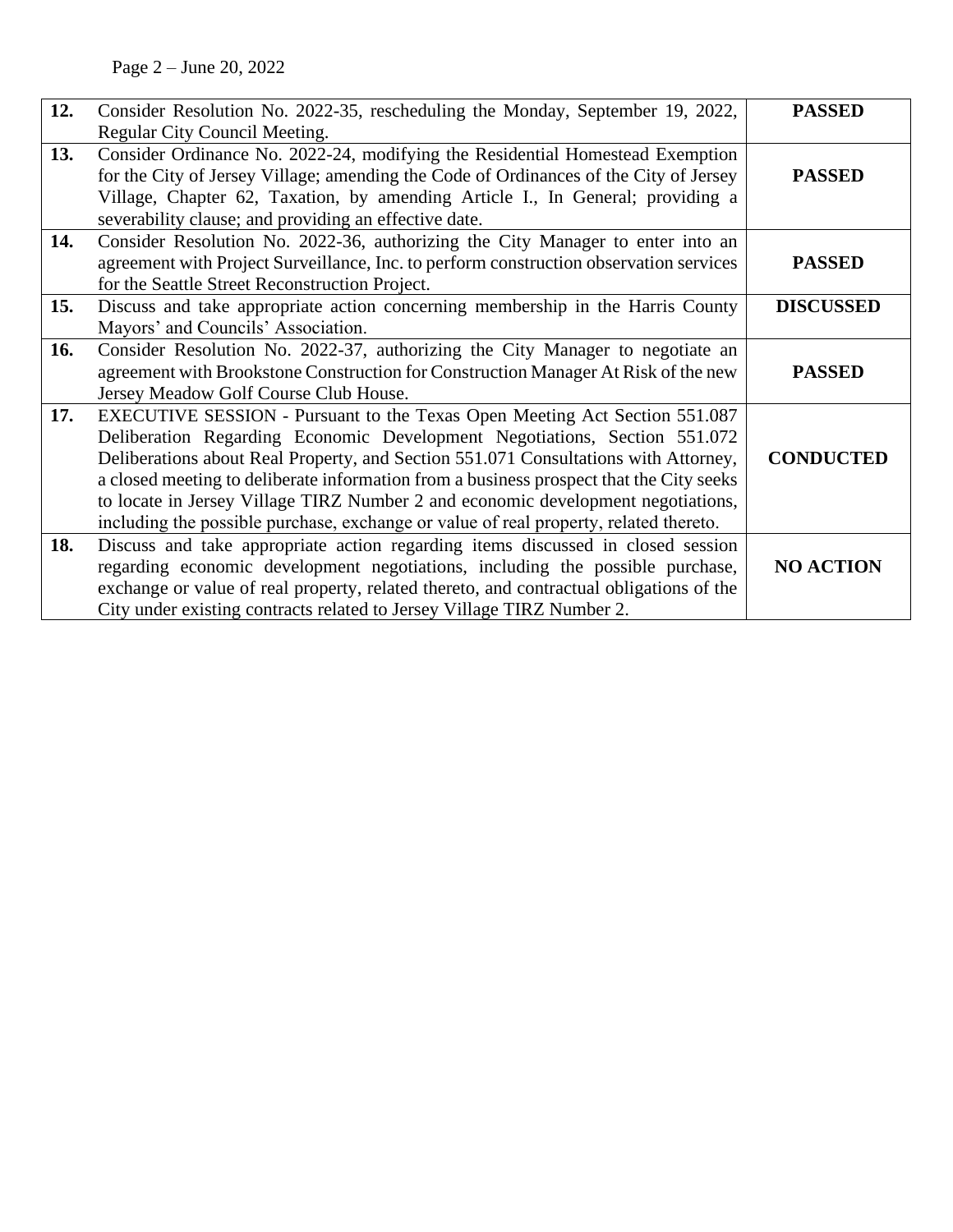| | | |
|---|---|---|
| **12.** | Consider Resolution No. 2022-35, rescheduling the Monday, September 19, 2022, Regular City Council Meeting. | **PASSED** |
| **13.** | Consider Ordinance No. 2022-24, modifying the Residential Homestead Exemption for the City of Jersey Village; amending the Code of Ordinances of the City of Jersey Village, Chapter 62, Taxation, by amending Article I., In General; providing a severability clause; and providing an effective date. | **PASSED** |
| **14.** | Consider Resolution No. 2022-36, authorizing the City Manager to enter into an agreement with Project Surveillance, Inc. to perform construction observation services for the Seattle Street Reconstruction Project. | **PASSED** |
| **15.** | Discuss and take appropriate action concerning membership in the Harris County Mayors' and Councils' Association. | **DISCUSSED** |
| **16.** | Consider Resolution No. 2022-37, authorizing the City Manager to negotiate an agreement with Brookstone Construction for Construction Manager At Risk of the new Jersey Meadow Golf Course Club House. | **PASSED** |
| **17.** | EXECUTIVE SESSION - Pursuant to the Texas Open Meeting Act Section 551.087 Deliberation Regarding Economic Development Negotiations, Section 551.072 Deliberations about Real Property, and Section 551.071 Consultations with Attorney, a closed meeting to deliberate information from a business prospect that the City seeks to locate in Jersey Village TIRZ Number 2 and economic development negotiations, including the possible purchase, exchange or value of real property, related thereto. | **CONDUCTED** |
| **18.** | Discuss and take appropriate action regarding items discussed in closed session regarding economic development negotiations, including the possible purchase, exchange or value of real property, related thereto, and contractual obligations of the City under existing contracts related to Jersey Village TIRZ Number 2. | **NO ACTION** |